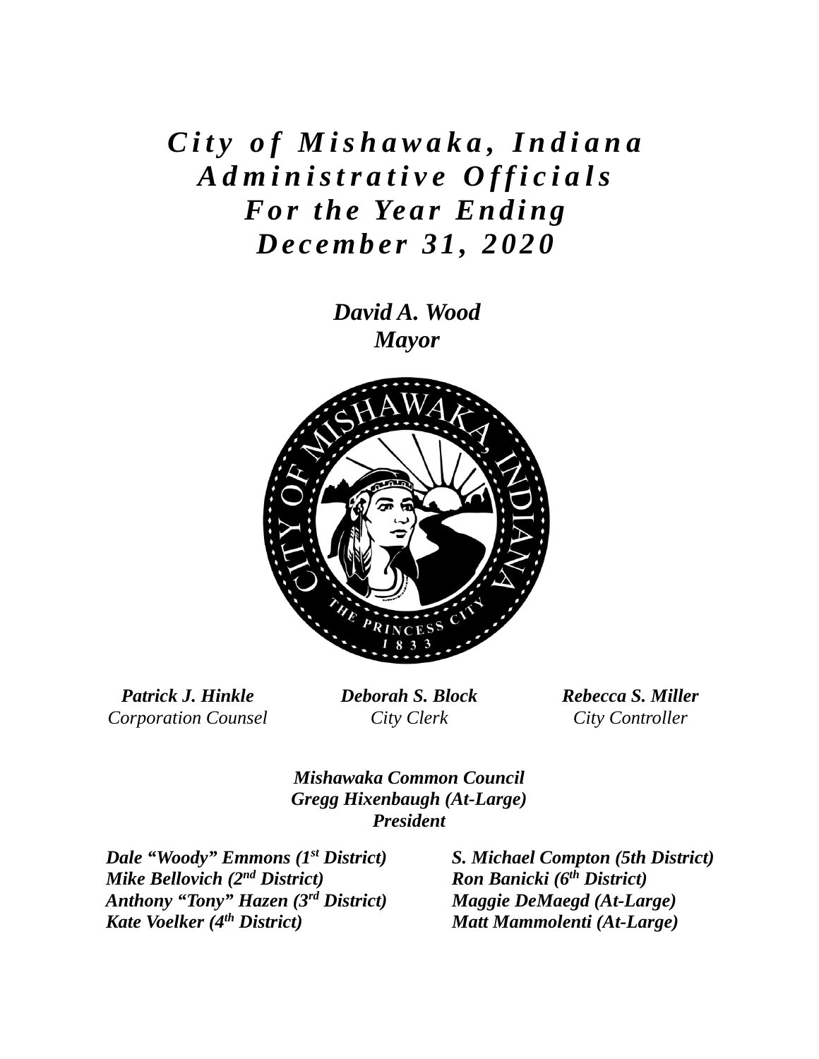# *City of Mishawaka, Indiana Administrative Officials For the Year Ending December 31, 2020*

***David A. Wood***
***Mayor***

***Patrick J. Hinkle***
*Corporation Counsel*

***Deborah S. Block***
*City Clerk*

***Rebecca S. Miller***
*City Controller*

***Mishawaka Common Council***
***Gregg Hixenbaugh (At-Large)***
***President***

***Dale "Woody" Emmons (1st District)***
***Mike Bellovich (2nd District)***
***Anthony "Tony" Hazen (3rd District)***
***Kate Voelker (4th District)***
***S. Michael Compton (5th District)***
***Ron Banicki (6th District)***
***Maggie DeMaegd (At-Large)***
***Matt Mammolenti (At-Large)***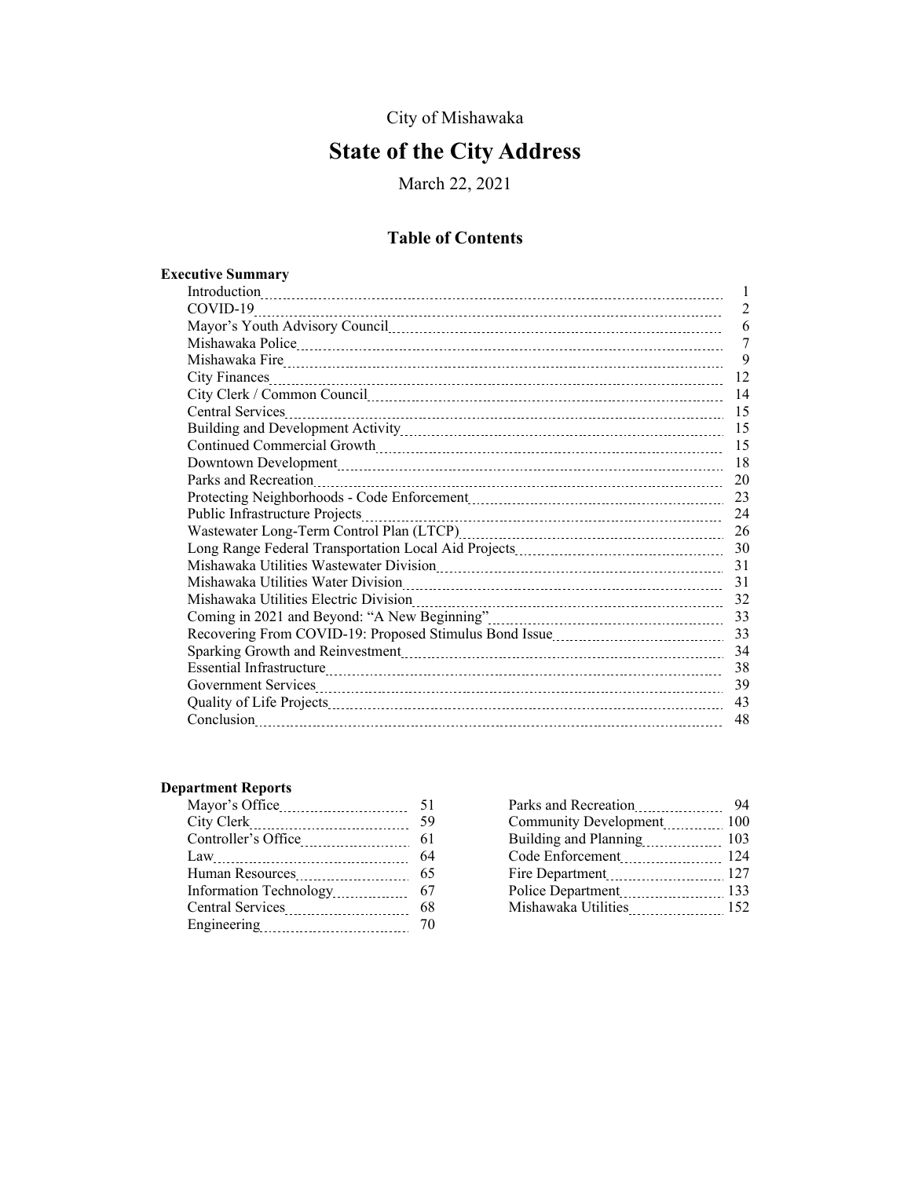City of Mishawaka

# State of the City Address

March 22, 2021

## Table of Contents

**Executive Summary**

| | |
|---|---|
| Introduction | 1 |
| COVID-19 | 2 |
| Mayor's Youth Advisory Council | 6 |
| Mishawaka Police | 7 |
| Mishawaka Fire | 9 |
| City Finances | 12 |
| City Clerk / Common Council | 14 |
| Central Services | 15 |
| Building and Development Activity | 15 |
| Continued Commercial Growth | 15 |
| Downtown Development | 18 |
| Parks and Recreation | 20 |
| Protecting Neighborhoods - Code Enforcement | 23 |
| Public Infrastructure Projects | 24 |
| Wastewater Long-Term Control Plan (LTCP) | 26 |
| Long Range Federal Transportation Local Aid Projects | 30 |
| Mishawaka Utilities Wastewater Division | 31 |
| Mishawaka Utilities Water Division | 31 |
| Mishawaka Utilities Electric Division | 32 |
| Coming in 2021 and Beyond: "A New Beginning" | 33 |
| Recovering From COVID-19: Proposed Stimulus Bond Issue | 33 |
| Sparking Growth and Reinvestment | 34 |
| Essential Infrastructure | 38 |
| Government Services | 39 |
| Quality of Life Projects | 43 |
| Conclusion | 48 |

**Department Reports**

| | |
|---|---|
| Mayor's Office | 51 |
| City Clerk | 59 |
| Controller's Office | 61 |
| Law | 64 |
| Human Resources | 65 |
| Information Technology | 67 |
| Central Services | 68 |
| Engineering | 70 |
| Parks and Recreation | 94 |
| Community Development | 100 |
| Building and Planning | 103 |
| Code Enforcement | 124 |
| Fire Department | 127 |
| Police Department | 133 |
| Mishawaka Utilities | 152 |